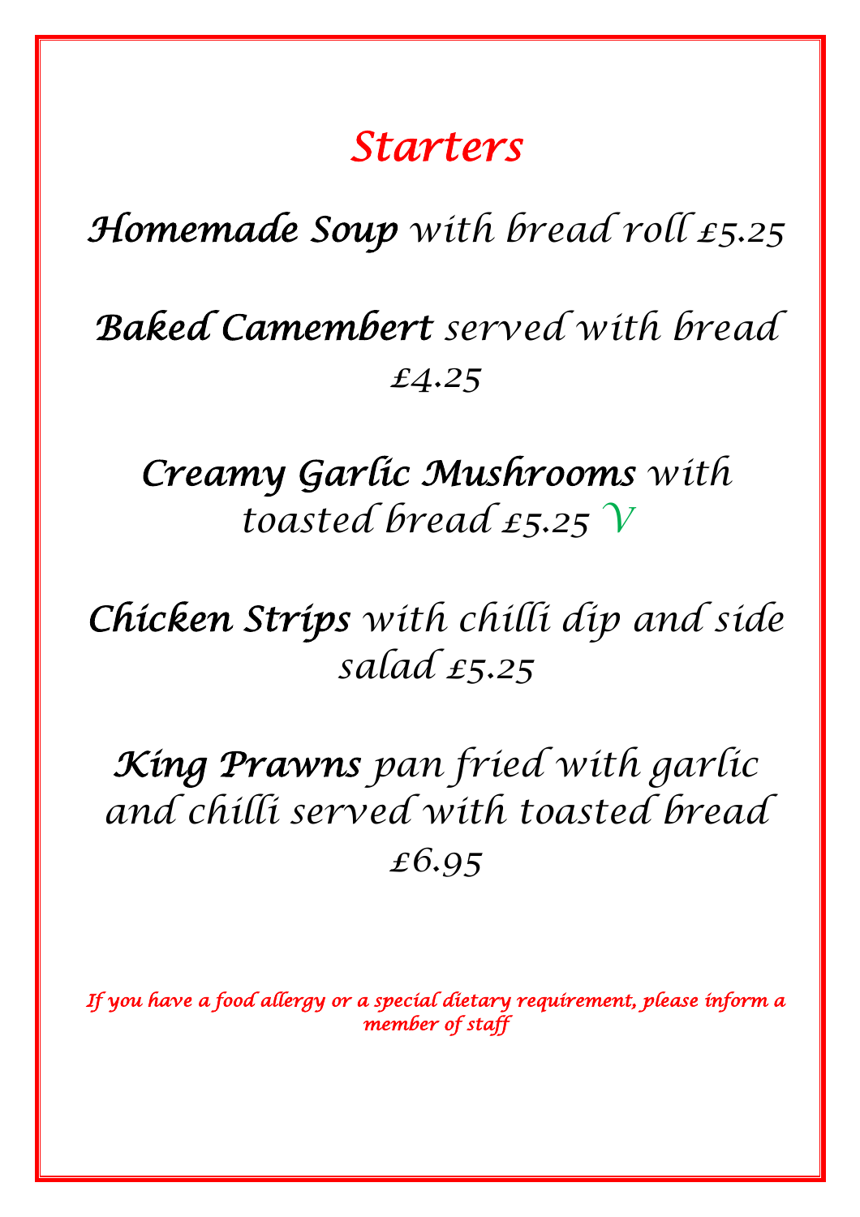# Starters

**Homemade Soup** with bread roll £5.25

**Baked Camembert** served with bread £4.25

**Creamy Garlic Mushrooms** with toasted bread £5.25 V

**Chicken Strips** with chilli dip and side salad £5.25

**King Prawns** pan fried with garlic and chilli served with toasted bread £6.95

*If you have a food allergy or a special dietary requirement, please inform a member of staff*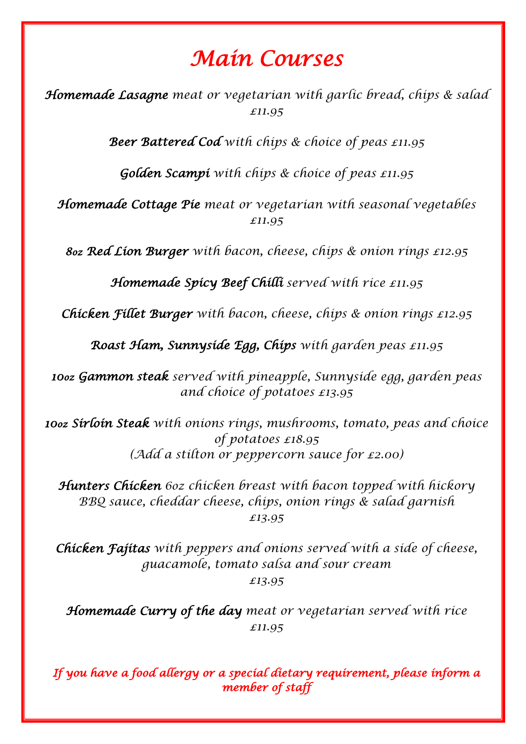# Main Courses

***Homemade Lasagne*** *meat or vegetarian with garlic bread, chips & salad £11.95*

***Beer Battered Cod*** *with chips & choice of peas £11.95*

***Golden Scampi*** *with chips & choice of peas £11.95*

***Homemade Cottage Pie*** *meat or vegetarian with seasonal vegetables £11.95*

***8oz Red Lion Burger*** *with bacon, cheese, chips & onion rings £12.95*

***Homemade Spicy Beef Chilli*** *served with rice £11.95*

***Chicken Fillet Burger*** *with bacon, cheese, chips & onion rings £12.95*

***Roast Ham, Sunnyside Egg, Chips*** *with garden peas £11.95*

***10oz Gammon steak*** *served with pineapple, Sunnyside egg, garden peas and choice of potatoes £13.95*

***10oz Sirloin Steak*** *with onions rings, mushrooms, tomato, peas and choice of potatoes £18.95*
*(Add a stilton or peppercorn sauce for £2.00)*

***Hunters Chicken*** *6oz chicken breast with bacon topped with hickory BBQ sauce, cheddar cheese, chips, onion rings & salad garnish £13.95*

***Chicken Fajitas*** *with peppers and onions served with a side of cheese, guacamole, tomato salsa and sour cream £13.95*

***Homemade Curry of the day*** *meat or vegetarian served with rice £11.95*

*If you have a food allergy or a special dietary requirement, please inform a member of staff*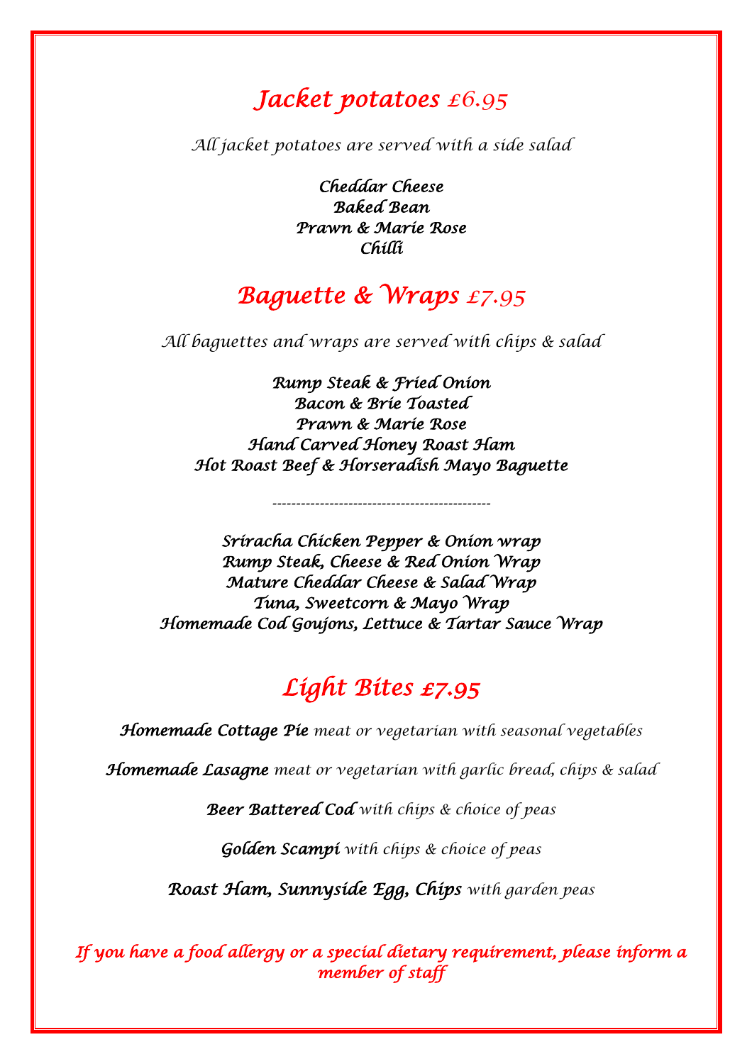## *Jacket potatoes £6.95*

*All jacket potatoes are served with a side salad*

***Cheddar Cheese***
***Baked Bean***
***Prawn & Marie Rose***
***Chilli***

## *Baguette & Wraps £7.95*

*All baguettes and wraps are served with chips & salad*

***Rump Steak & Fried Onion***
***Bacon & Brie Toasted***
***Prawn & Marie Rose***
***Hand Carved Honey Roast Ham***
***Hot Roast Beef & Horseradish Mayo Baguette***

---

***Sriracha Chicken Pepper & Onion wrap***
***Rump Steak, Cheese & Red Onion Wrap***
***Mature Cheddar Cheese & Salad Wrap***
***Tuna, Sweetcorn & Mayo Wrap***
***Homemade Cod Goujons, Lettuce & Tartar Sauce Wrap***

## *Light Bites £7.95*

***Homemade Cottage Pie*** *meat or vegetarian with seasonal vegetables*

***Homemade Lasagne*** *meat or vegetarian with garlic bread, chips & salad*

***Beer Battered Cod*** *with chips & choice of peas*

***Golden Scampi*** *with chips & choice of peas*

***Roast Ham, Sunnyside Egg, Chips*** *with garden peas*

*If you have a food allergy or a special dietary requirement, please inform a member of staff*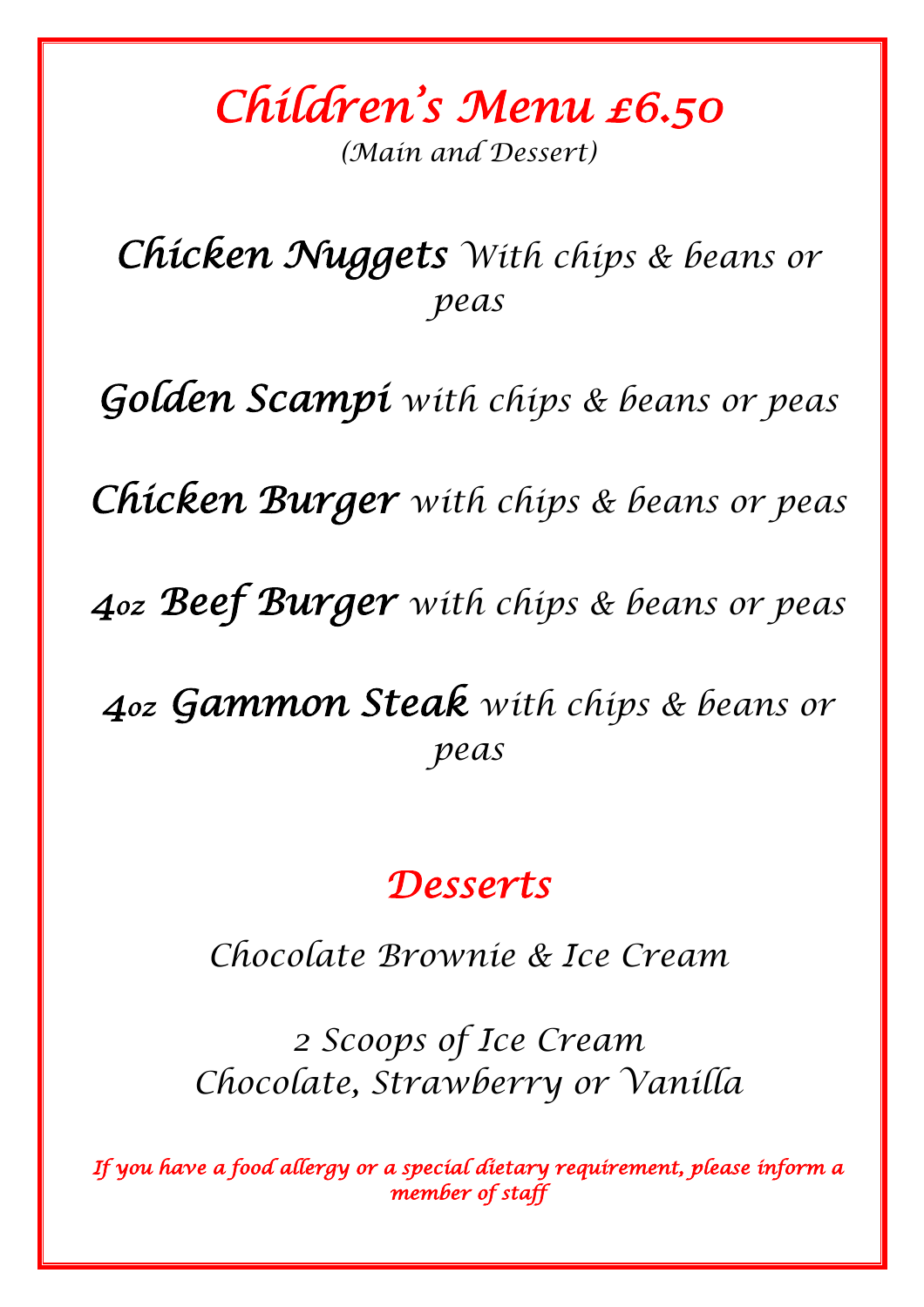# Children's Menu £6.50

*(Main and Dessert)*

***Chicken Nuggets*** *With chips & beans or peas*

***Golden Scampi*** *with chips & beans or peas*

***Chicken Burger*** *with chips & beans or peas*

***4oz Beef Burger*** *with chips & beans or peas*

***4oz Gammon Steak*** *with chips & beans or peas*

## Desserts

*Chocolate Brownie & Ice Cream*

*2 Scoops of Ice Cream*
*Chocolate, Strawberry or Vanilla*

*If you have a food allergy or a special dietary requirement, please inform a member of staff*